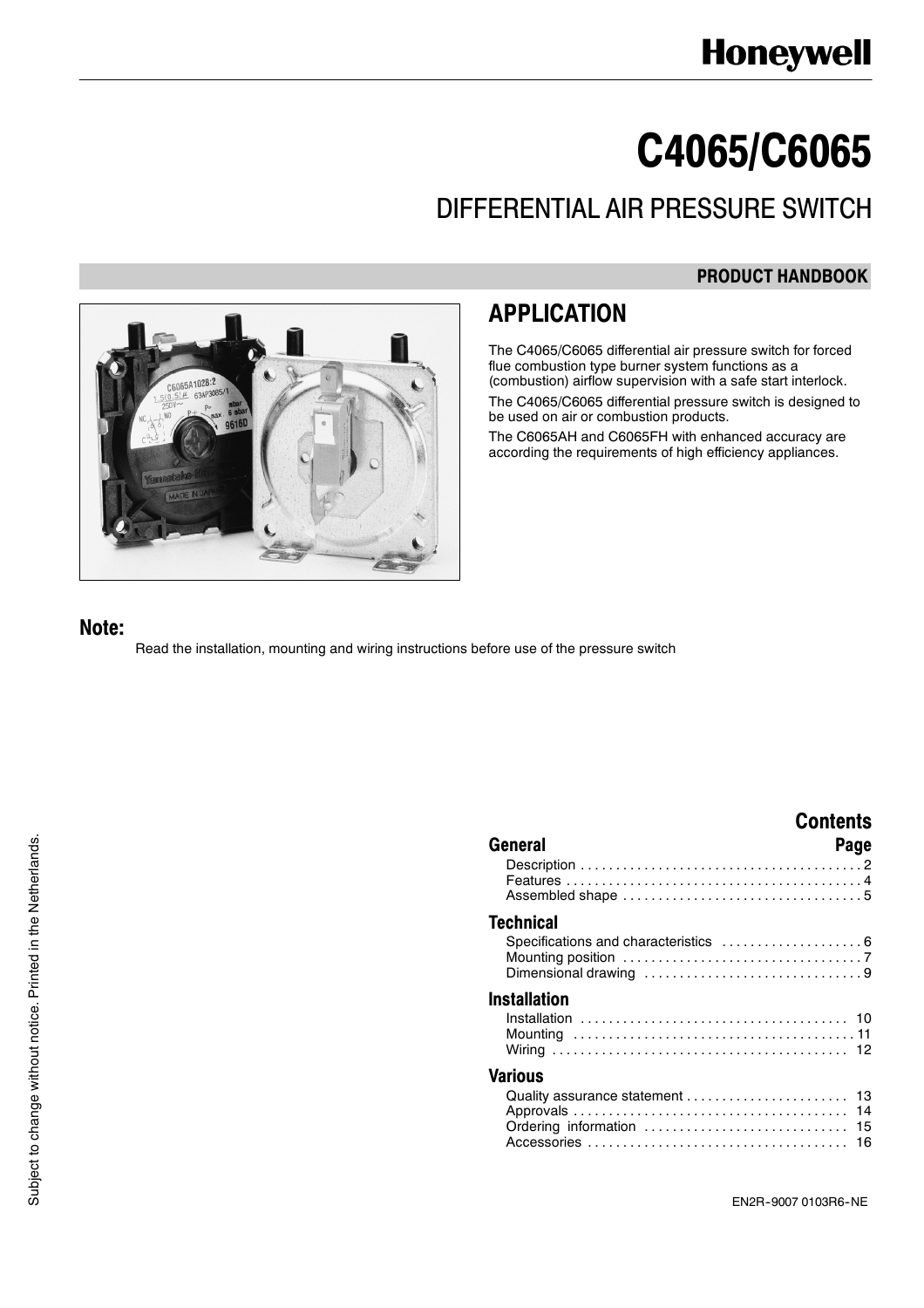Honeywell

# C4065/C6065

## DIFFERENTIAL AIR PRESSURE SWITCH

**PRODUCT HANDBOOK**

## APPLICATION

The C4065/C6065 differential air pressure switch for forced flue combustion type burner system functions as a (combustion) airflow supervision with a safe start interlock.

The C4065/C6065 differential pressure switch is designed to be used on air or combustion products.

The C6065AH and C6065FH with enhanced accuracy are according the requirements of high efficiency appliances.

### Note:

Read the installation, mounting and wiring instructions before use of the pressure switch

## Contents

| General | Page |
|---|---|
| Description | 2 |
| Features | 4 |
| Assembled shape | 5 |
| **Technical** | |
| Specifications and characteristics | 6 |
| Mounting position | 7 |
| Dimensional drawing | 9 |
| **Installation** | |
| Installation | 10 |
| Mounting | 11 |
| Wiring | 12 |
| **Various** | |
| Quality assurance statement | 13 |
| Approvals | 14 |
| Ordering information | 15 |
| Accessories | 16 |

Subject to change without notice. Printed in the Netherlands.

EN2R-9007 0103R6-NE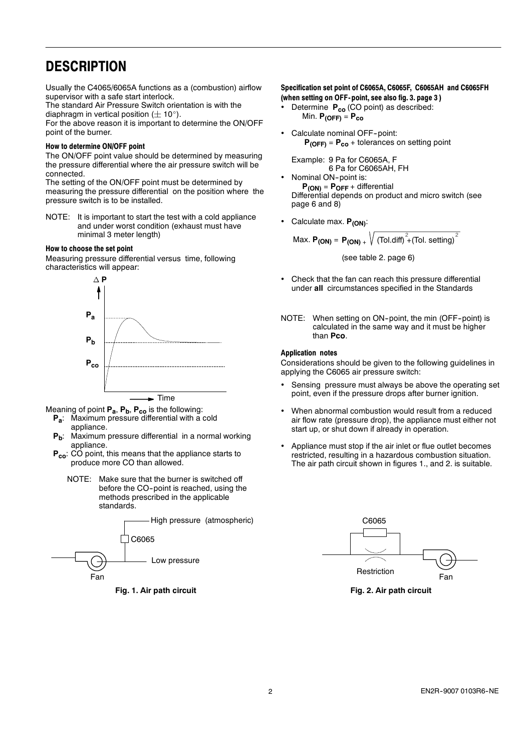# DESCRIPTION

Usually the C4065/6065A functions as a (combustion) airflow supervisor with a safe start interlock.
The standard Air Pressure Switch orientation is with the diaphragm in vertical position (± 10°).
For the above reason it is important to determine the ON/OFF point of the burner.

### How to determine ON/OFF point

The ON/OFF point value should be determined by measuring the pressure differential where the air pressure switch will be connected.
The setting of the ON/OFF point must be determined by measuring the pressure differential on the position where the pressure switch is to be installed.

NOTE: It is important to start the test with a cold appliance and under worst condition (exhaust must have minimal 3 meter length)

### How to choose the set point

Measuring pressure differential versus time, following characteristics will appear:

Meaning of point $P_a$, $P_b$, $P_{co}$ is the following:

- $P_a$: Maximum pressure differential with a cold appliance.
- $P_b$: Maximum pressure differential in a normal working appliance.
- $P_{co}$: CO point, this means that the appliance starts to produce more CO than allowed.

NOTE: Make sure that the burner is switched off before the CO-point is reached, using the methods prescribed in the applicable standards.

**Fig. 1. Air path circuit**

### Specification set point of C6065A, C6065F, C6065AH and C6065FH (when setting on OFF-point, see also fig. 3. page 3 )

- Determine $P_{co}$ (CO point) as described:
  Min. $P_{(OFF)} = P_{co}$
- Calculate nominal OFF-point:
  $P_{(OFF)} = P_{co}$ + tolerances on setting point

  Example: 9 Pa for C6065A, F
  6 Pa for C6065AH, FH
- Nominal ON-point is:
  $P_{(ON)} = P_{OFF}$ + differential
  Differential depends on product and micro switch (see page 6 and 8)
- Calculate max. $P_{(ON)}$:

  $$\text{Max. } P_{(ON)} = P_{(ON)} + \sqrt{(\text{Tol.diff})^2 + (\text{Tol. setting})^2}$$

  (see table 2. page 6)
- Check that the fan can reach this pressure differential under **all** circumstances specified in the Standards

NOTE: When setting on ON-point, the min (OFF-point) is calculated in the same way and it must be higher than **Pco**.

### Application notes

Considerations should be given to the following guidelines in applying the C6065 air pressure switch:

- Sensing pressure must always be above the operating set point, even if the pressure drops after burner ignition.
- When abnormal combustion would result from a reduced air flow rate (pressure drop), the appliance must either not start up, or shut down if already in operation.
- Appliance must stop if the air inlet or flue outlet becomes restricted, resulting in a hazardous combustion situation. The air path circuit shown in figures 1., and 2. is suitable.

**Fig. 2. Air path circuit**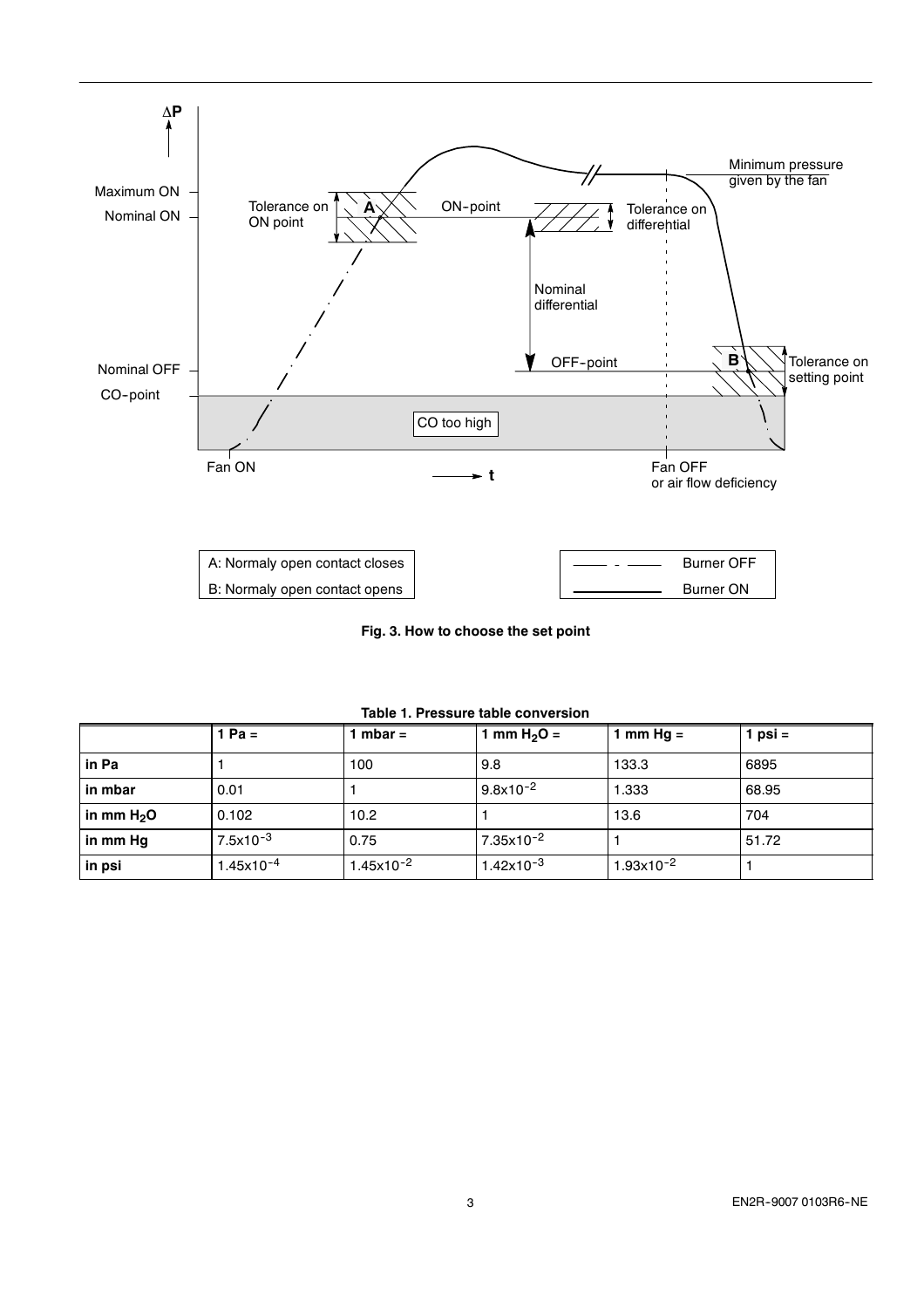ΔP

Maximum ON

Nominal ON

Nominal OFF

CO-point

Tolerance on ON point

A

ON-point

Tolerance on differential

Minimum pressure given by the fan

Nominal differential

OFF-point

B

Tolerance on setting point

CO too high

Fan ON

t

Fan OFF or air flow deficiency

A: Normaly open contact closes

B: Normaly open contact opens

Burner OFF

Burner ON

**Fig. 3. How to choose the set point**

**Table 1. Pressure table conversion**

| | **1 Pa =** | **1 mbar =** | **1 mm $H_2O$ =** | **1 mm Hg =** | **1 psi =** |
|---|---|---|---|---|---|
| **in Pa** | 1 | 100 | 9.8 | 133.3 | 6895 |
| **in mbar** | 0.01 | 1 | $9.8 \times 10^{-2}$ | 1.333 | 68.95 |
| **in mm $H_2O$** | 0.102 | 10.2 | 1 | 13.6 | 704 |
| **in mm Hg** | $7.5 \times 10^{-3}$ | 0.75 | $7.35 \times 10^{-2}$ | 1 | 51.72 |
| **in psi** | $1.45 \times 10^{-4}$ | $1.45 \times 10^{-2}$ | $1.42 \times 10^{-3}$ | $1.93 \times 10^{-2}$ | 1 |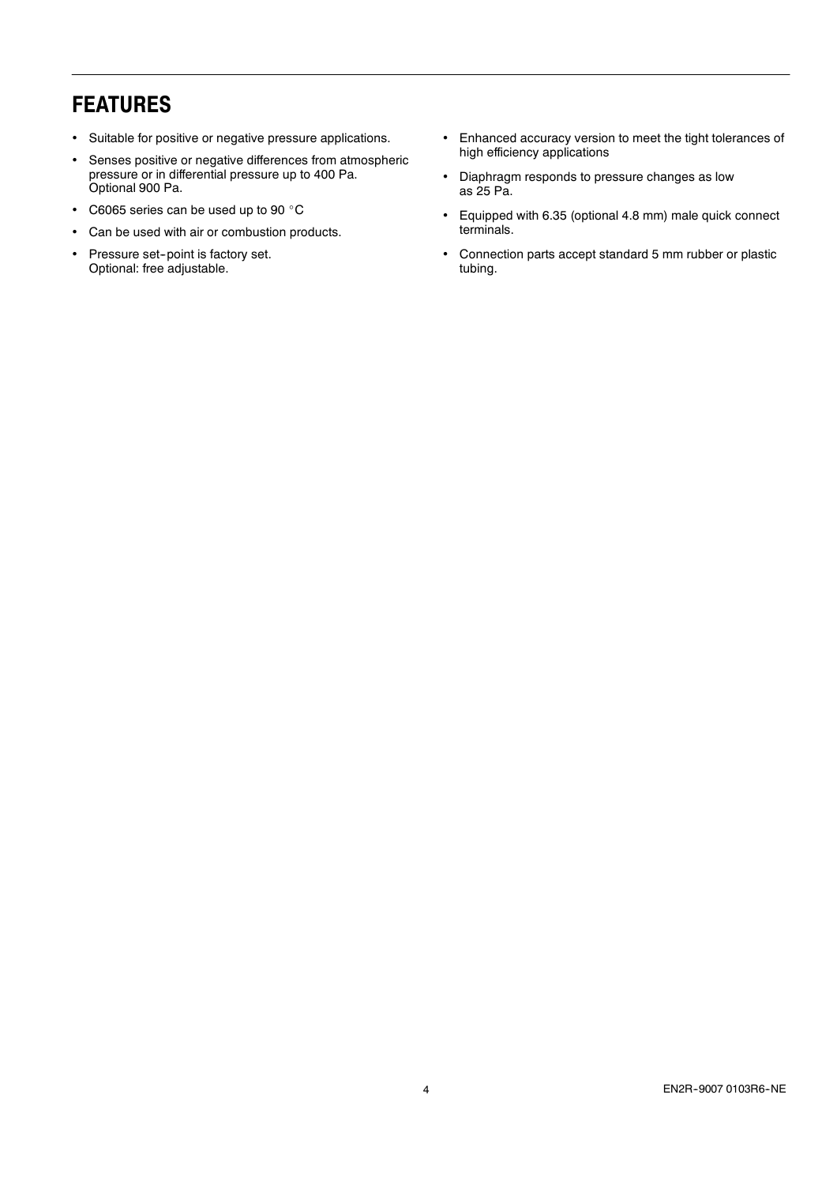# FEATURES

- Suitable for positive or negative pressure applications.
- Senses positive or negative differences from atmospheric pressure or in differential pressure up to 400 Pa. Optional 900 Pa.
- C6065 series can be used up to 90 °C
- Can be used with air or combustion products.
- Pressure set-point is factory set. Optional: free adjustable.
- Enhanced accuracy version to meet the tight tolerances of high efficiency applications
- Diaphragm responds to pressure changes as low as 25 Pa.
- Equipped with 6.35 (optional 4.8 mm) male quick connect terminals.
- Connection parts accept standard 5 mm rubber or plastic tubing.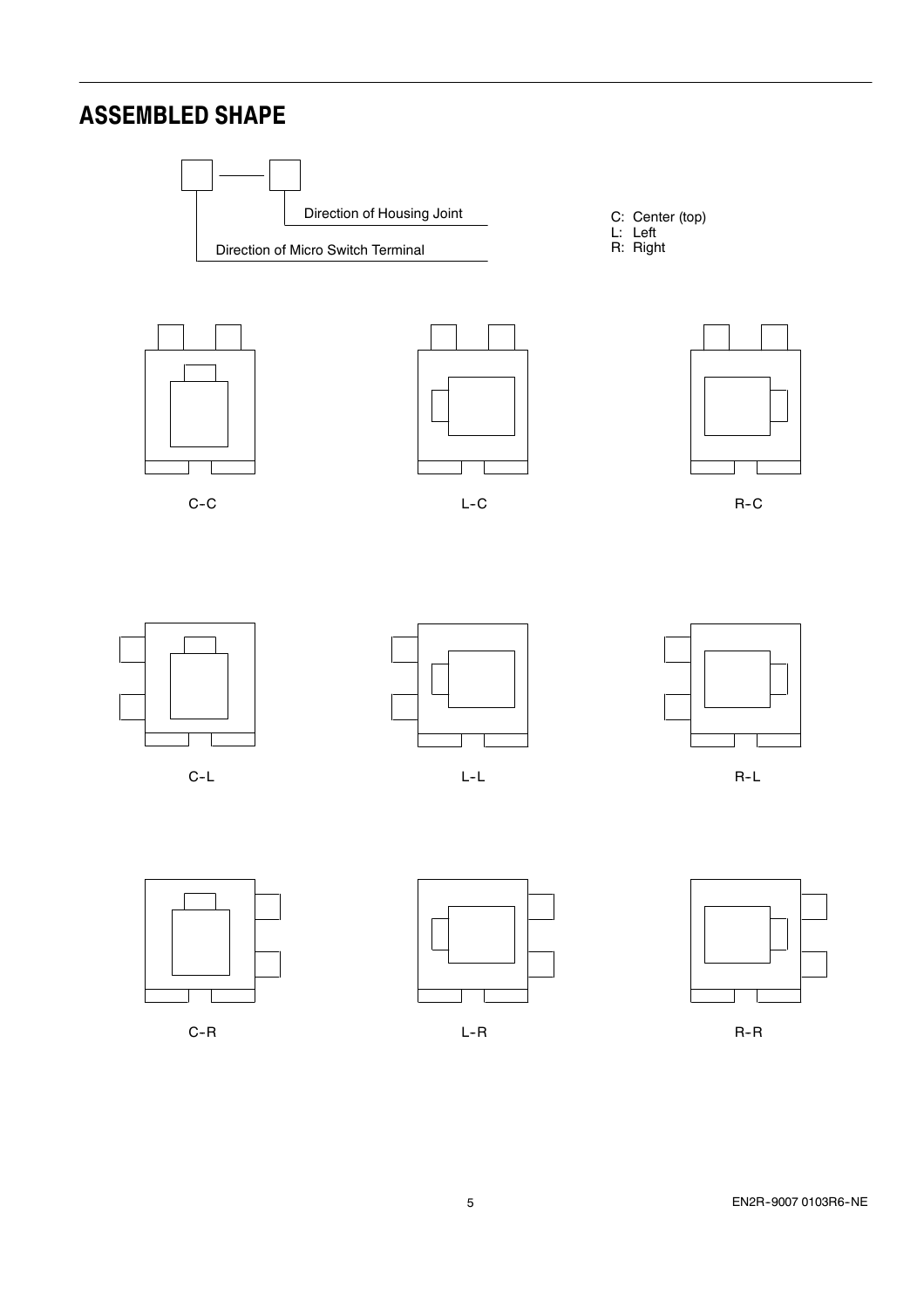## ASSEMBLED SHAPE

□ —— □

- Direction of Housing Joint
- Direction of Micro Switch Terminal

C: Center (top)
L: Left
R: Right

C-C

L-C

R-C

C-L

L-L

R-L

C-R

L-R

R-R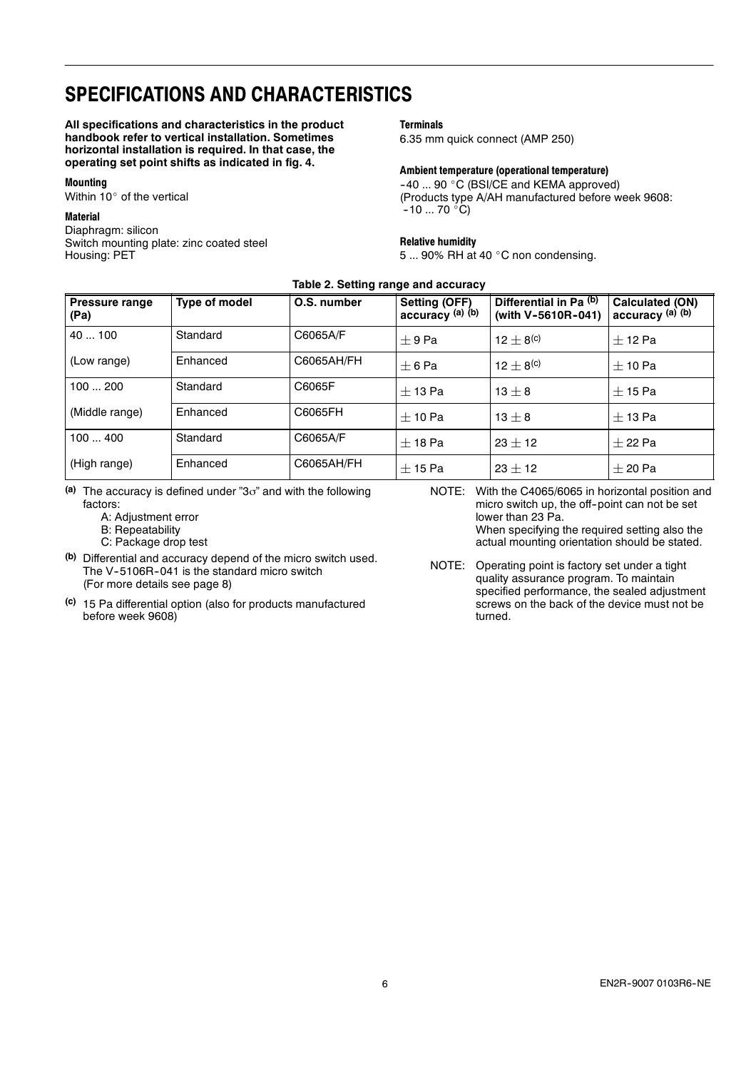# SPECIFICATIONS AND CHARACTERISTICS

**All specifications and characteristics in the product handbook refer to vertical installation. Sometimes horizontal installation is required. In that case, the operating set point shifts as indicated in fig. 4.**

#### Mounting

Within 10° of the vertical

#### Material

Diaphragm: silicon
Switch mounting plate: zinc coated steel
Housing: PET

#### Terminals

6.35 mm quick connect (AMP 250)

#### Ambient temperature (operational temperature)

-40 ... 90 °C (BSI/CE and KEMA approved)
(Products type A/AH manufactured before week 9608: -10 ... 70 °C)

#### Relative humidity

5 ... 90% RH at 40 °C non condensing.

**Table 2. Setting range and accuracy**

| Pressure range (Pa) | Type of model | O.S. number | Setting (OFF) accuracy [(a) (b)] | Differential in Pa [(b)] (with V-5610R-041) | Calculated (ON) accuracy [(a) (b)] |
|---|---|---|---|---|---|
| 40 ... 100 | Standard | C6065A/F | ± 9 Pa | 12 ± 8[(c)] | ± 12 Pa |
| (Low range) | Enhanced | C6065AH/FH | ± 6 Pa | 12 ± 8[(c)] | ± 10 Pa |
| 100 ... 200 | Standard | C6065F | ± 13 Pa | 13 ± 8 | ± 15 Pa |
| (Middle range) | Enhanced | C6065FH | ± 10 Pa | 13 ± 8 | ± 13 Pa |
| 100 ... 400 | Standard | C6065A/F | ± 18 Pa | 23 ± 12 | ± 22 Pa |
| (High range) | Enhanced | C6065AH/FH | ± 15 Pa | 23 ± 12 | ± 20 Pa |

[(a)] The accuracy is defined under "3σ" and with the following factors:
- A: Adjustment error
- B: Repeatability
- C: Package drop test

[(b)] Differential and accuracy depend of the micro switch used. The V-5106R-041 is the standard micro switch (For more details see page 8)

[(c)] 15 Pa differential option (also for products manufactured before week 9608)

NOTE: With the C4065/6065 in horizontal position and micro switch up, the off-point can not be set lower than 23 Pa.
When specifying the required setting also the actual mounting orientation should be stated.

NOTE: Operating point is factory set under a tight quality assurance program. To maintain specified performance, the sealed adjustment screws on the back of the device must not be turned.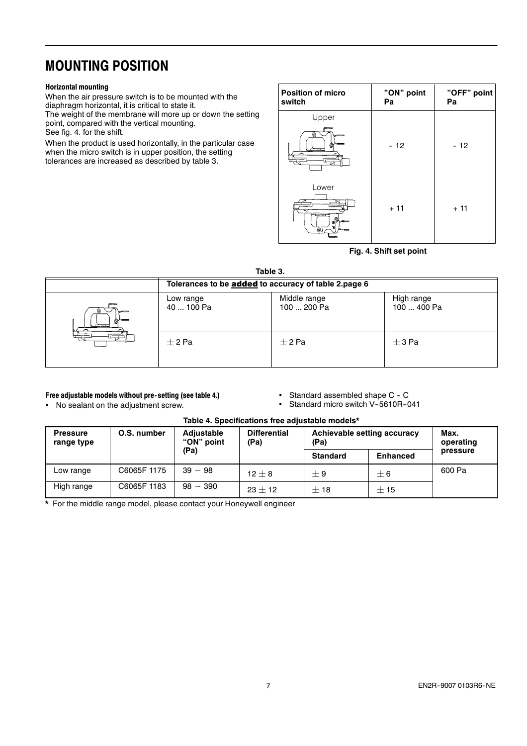# MOUNTING POSITION

#### Horizontal mounting

When the air pressure switch is to be mounted with the diaphragm horizontal, it is critical to state it.
The weight of the membrane will more up or down the setting point, compared with the vertical mounting.
See fig. 4. for the shift.

When the product is used horizontally, in the particular case when the micro switch is in upper position, the setting tolerances are increased as described by table 3.

| Position of micro switch | "ON" point Pa | "OFF" point Pa |
|---|---|---|
| Upper | - 12 | - 12 |
| Lower | + 11 | + 11 |

**Fig. 4. Shift set point**

**Table 3.**

| | Tolerances to be **added** to accuracy of table 2.page 6 | | |
|---|---|---|---|
| | Low range 40 ... 100 Pa | Middle range 100 ... 200 Pa | High range 100 ... 400 Pa |
| | ± 2 Pa | ± 2 Pa | ± 3 Pa |

#### Free adjustable models without pre-setting (see table 4.)

- No sealant on the adjustment screw.
- Standard assembled shape C - C
- Standard micro switch V-5610R-041

**Table 4. Specifications free adjustable models***

| Pressure range type | O.S. number | Adjustable "ON" point (Pa) | Differential (Pa) | Achievable setting accuracy (Pa) | | Max. operating pressure |
|---|---|---|---|---|---|---|
| | | | | Standard | Enhanced | |
| Low range | C6065F 1175 | 39 ~ 98 | 12 ± 8 | ± 9 | ± 6 | 600 Pa |
| High range | C6065F 1183 | 98 ~ 390 | 23 ± 12 | ± 18 | ± 15 | |

**\*** For the middle range model, please contact your Honeywell engineer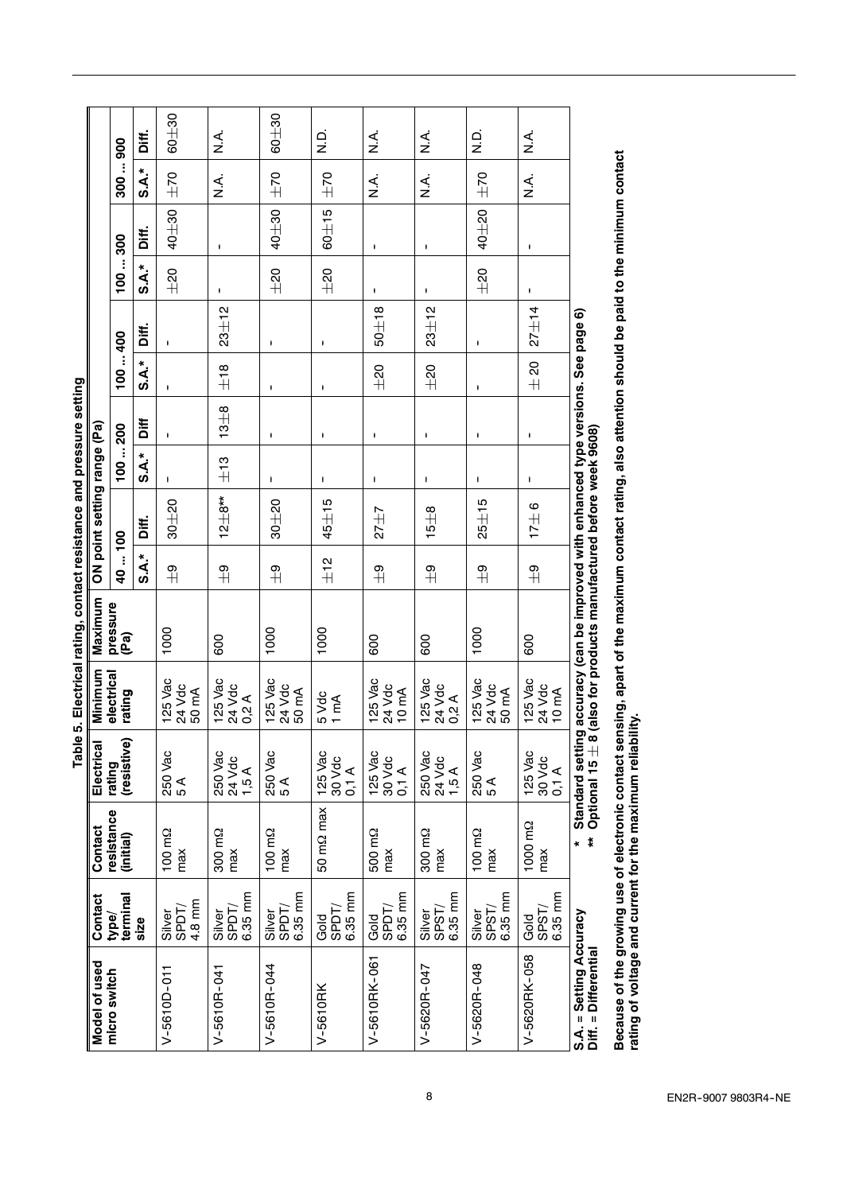**Table 5. Electrical rating, contact resistance and pressure setting**

| Model of used micro switch | Contact type/ terminal size | Contact resistance (initial) | Electrical rating (resistive) | Minimum electrical rating | Maximum pressure (Pa) | ON point setting range (Pa) | | | | | | | | | |
|---|---|---|---|---|---|---|---|---|---|---|---|---|---|---|---|
| | | | | | | 40 ... 100 | | 100 ... 200 | | 100 ... 400 | | 100 ... 300 | | 300 ... 900 | |
| | | | | | | S.A.* | Diff. | S.A.* | Diff | S.A.* | Diff. | S.A.* | Diff. | S.A.* | Diff. |
| V-5610D-011 | Silver SPDT/ 4.8 mm | 100 mΩ max | 250 Vac 5 A | 125 Vac 24 Vdc 50 mA | 1000 | ±9 | 30±20 | - | - | - | - | ±20 | 40±30 | ±70 | 60±30 |
| V-5610R-041 | Silver SPDT/ 6.35 mm | 300 mΩ max | 250 Vac 24 Vdc 1,5 A | 125 Vac 24 Vdc 0,2 A | 600 | ±9 | 12±8** | ±13 | 13±8 | ±18 | 23±12 | - | - | N.A. | N.A. |
| V-5610R-044 | Silver SPDT/ 6.35 mm | 100 mΩ max | 250 Vac 5 A | 125 Vac 24 Vdc 50 mA | 1000 | ±9 | 30±20 | - | - | - | - | ±20 | 40±30 | ±70 | 60±30 |
| V-5610RK | Gold SPDT/ 6.35 mm | 50 mΩ max | 125 Vac 30 Vdc 0,1 A | 5 Vdc 1 mA | 1000 | ±12 | 45±15 | - | - | - | - | ±20 | 60±15 | ±70 | N.D. |
| V-5610RK-061 | Gold SPDT/ 6.35 mm | 500 mΩ max | 125 Vac 30 Vdc 0,1 A | 125 Vac 24 Vdc 10 mA | 600 | ±9 | 27±7 | - | - | ±20 | 50±18 | - | - | N.A. | N.A. |
| V-5620R-047 | Silver SPST/ 6.35 mm | 300 mΩ max | 250 Vac 24 Vdc 1,5 A | 125 Vac 24 Vdc 0,2 A | 600 | ±9 | 15±8 | - | - | ±20 | 23±12 | - | - | N.A. | N.A. |
| V-5620R-048 | Silver SPST/ 6.35 mm | 100 mΩ max | 250 Vac 5 A | 125 Vac 24 Vdc 50 mA | 1000 | ±9 | 25±15 | - | - | - | - | ±20 | 40±20 | ±70 | N.D. |
| V-5620RK-058 | Gold SPST/ 6.35 mm | 1000 mΩ max | 125 Vac 30 Vdc 0,1 A | 125 Vac 24 Vdc 10 mA | 600 | ±9 | 17± 6 | - | - | ± 20 | 27±14 | - | - | N.A. | N.A. |

S.A. = Setting Accuracy
Diff. = Differential

\* Standard setting accuracy (can be improved with enhanced type versions. See page 6)
** Optional 15 ± 8 (also for products manufactured before week 9608)

**Because of the growing use of electronic contact sensing, apart of the maximum contact rating, also attention should be paid to the minimum contact rating of voltage and current for the maximum reliability.**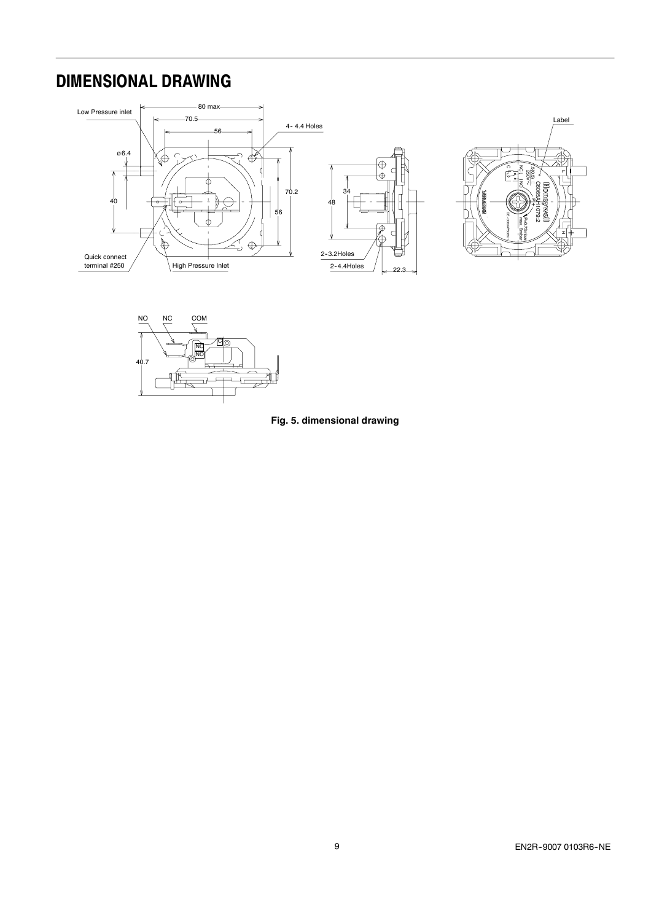# DIMENSIONAL DRAWING

Fig. 5. dimensional drawing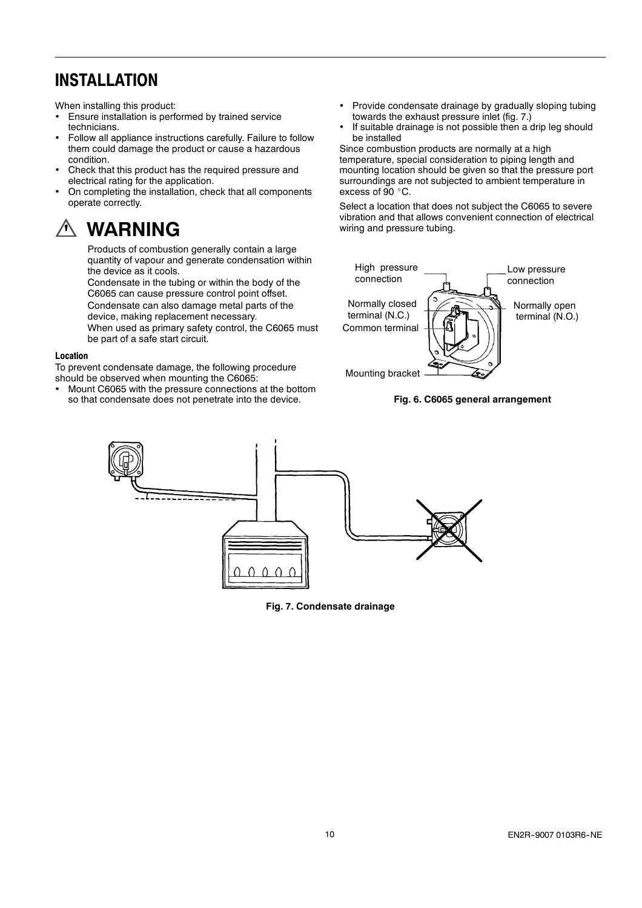# INSTALLATION

When installing this product:

- Ensure installation is performed by trained service technicians.
- Follow all appliance instructions carefully. Failure to follow them could damage the product or cause a hazardous condition.
- Check that this product has the required pressure and electrical rating for the application.
- On completing the installation, check that all components operate correctly.

## ⚠ WARNING

Products of combustion generally contain a large quantity of vapour and generate condensation within the device as it cools.

Condensate in the tubing or within the body of the C6065 can cause pressure control point offset.

Condensate can also damage metal parts of the device, making replacement necessary.

When used as primary safety control, the C6065 must be part of a safe start circuit.

### Location

To prevent condensate damage, the following procedure should be observed when mounting the C6065:

- Mount C6065 with the pressure connections at the bottom so that condensate does not penetrate into the device.
- Provide condensate drainage by gradually sloping tubing towards the exhaust pressure inlet (fig. 7.)
- If suitable drainage is not possible then a drip leg should be installed

Since combustion products are normally at a high temperature, special consideration to piping length and mounting location should be given so that the pressure port surroundings are not subjected to ambient temperature in excess of 90 °C.

Select a location that does not subject the C6065 to severe vibration and that allows convenient connection of electrical wiring and pressure tubing.

High pressure connection | Low pressure connection | Normally closed terminal (N.C.) | Normally open terminal (N.O.) | Common terminal | Mounting bracket

**Fig. 6. C6065 general arrangement**

**Fig. 7. Condensate drainage**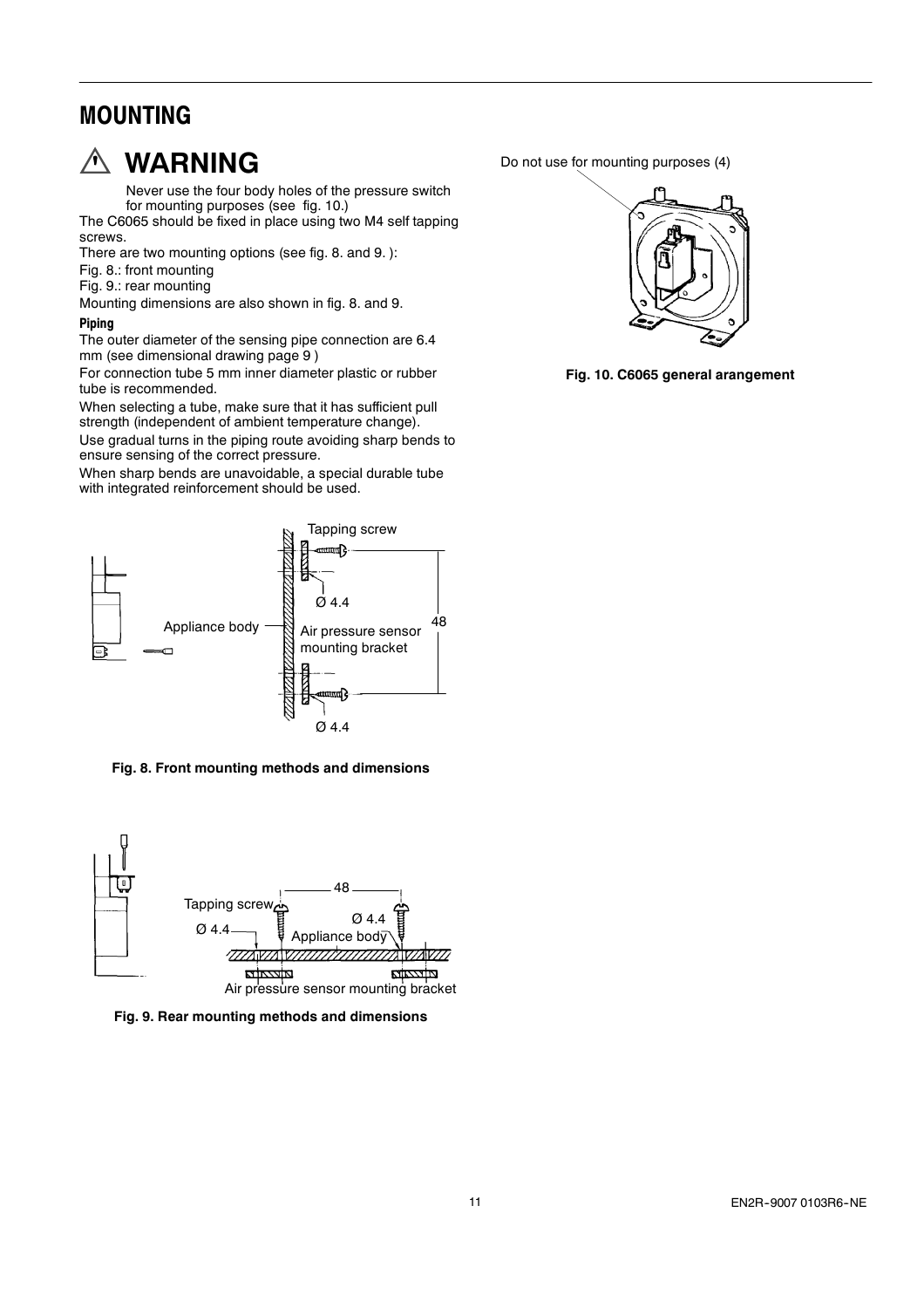# MOUNTING

## ⚠ WARNING

Never use the four body holes of the pressure switch for mounting purposes (see fig. 10.)

The C6065 should be fixed in place using two M4 self tapping screws.

There are two mounting options (see fig. 8. and 9. ):

Fig. 8.: front mounting

Fig. 9.: rear mounting

Mounting dimensions are also shown in fig. 8. and 9.

#### Piping

The outer diameter of the sensing pipe connection are 6.4 mm (see dimensional drawing page 9 )

For connection tube 5 mm inner diameter plastic or rubber tube is recommended.

When selecting a tube, make sure that it has sufficient pull strength (independent of ambient temperature change).

Use gradual turns in the piping route avoiding sharp bends to ensure sensing of the correct pressure.

When sharp bends are unavoidable, a special durable tube with integrated reinforcement should be used.

Tapping screw

Ø 4.4

Appliance body

Air pressure sensor mounting bracket

48

Ø 4.4

**Fig. 8. Front mounting methods and dimensions**

48

Tapping screw

Ø 4.4

Ø 4.4

Appliance body

Air pressure sensor mounting bracket

**Fig. 9. Rear mounting methods and dimensions**

Do not use for mounting purposes (4)

**Fig. 10. C6065 general arangement**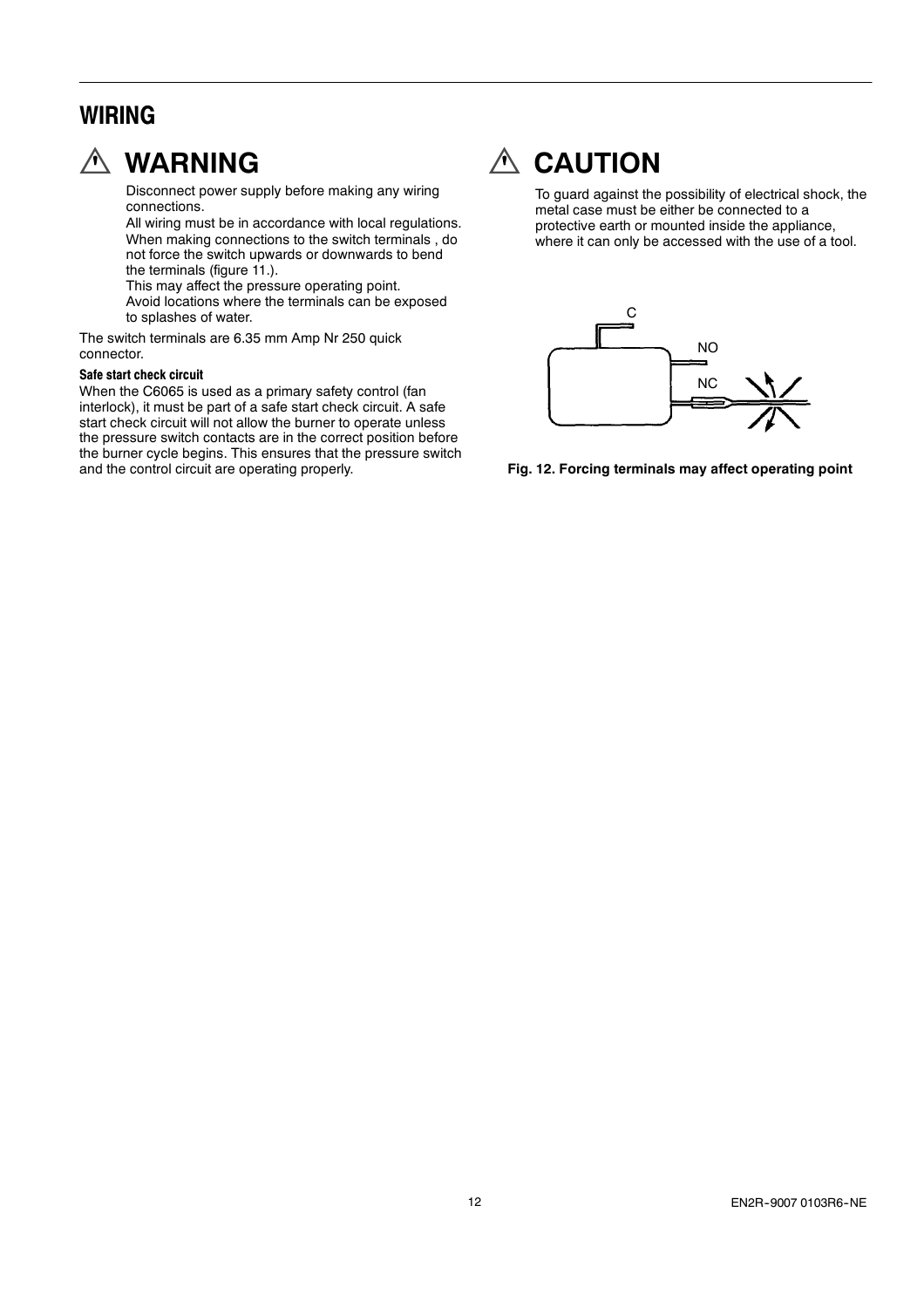# WIRING

## ⚠ WARNING

Disconnect power supply before making any wiring connections.
All wiring must be in accordance with local regulations.
When making connections to the switch terminals , do not force the switch upwards or downwards to bend the terminals (figure 11.).
This may affect the pressure operating point.
Avoid locations where the terminals can be exposed to splashes of water.

The switch terminals are 6.35 mm Amp Nr 250 quick connector.

**Safe start check circuit**

When the C6065 is used as a primary safety control (fan interlock), it must be part of a safe start check circuit. A safe start check circuit will not allow the burner to operate unless the pressure switch contacts are in the correct position before the burner cycle begins. This ensures that the pressure switch and the control circuit are operating properly.

## ⚠ CAUTION

To guard against the possibility of electrical shock, the metal case must be either be connected to a protective earth or mounted inside the appliance, where it can only be accessed with the use of a tool.

C

NO

NC

**Fig. 12. Forcing terminals may affect operating point**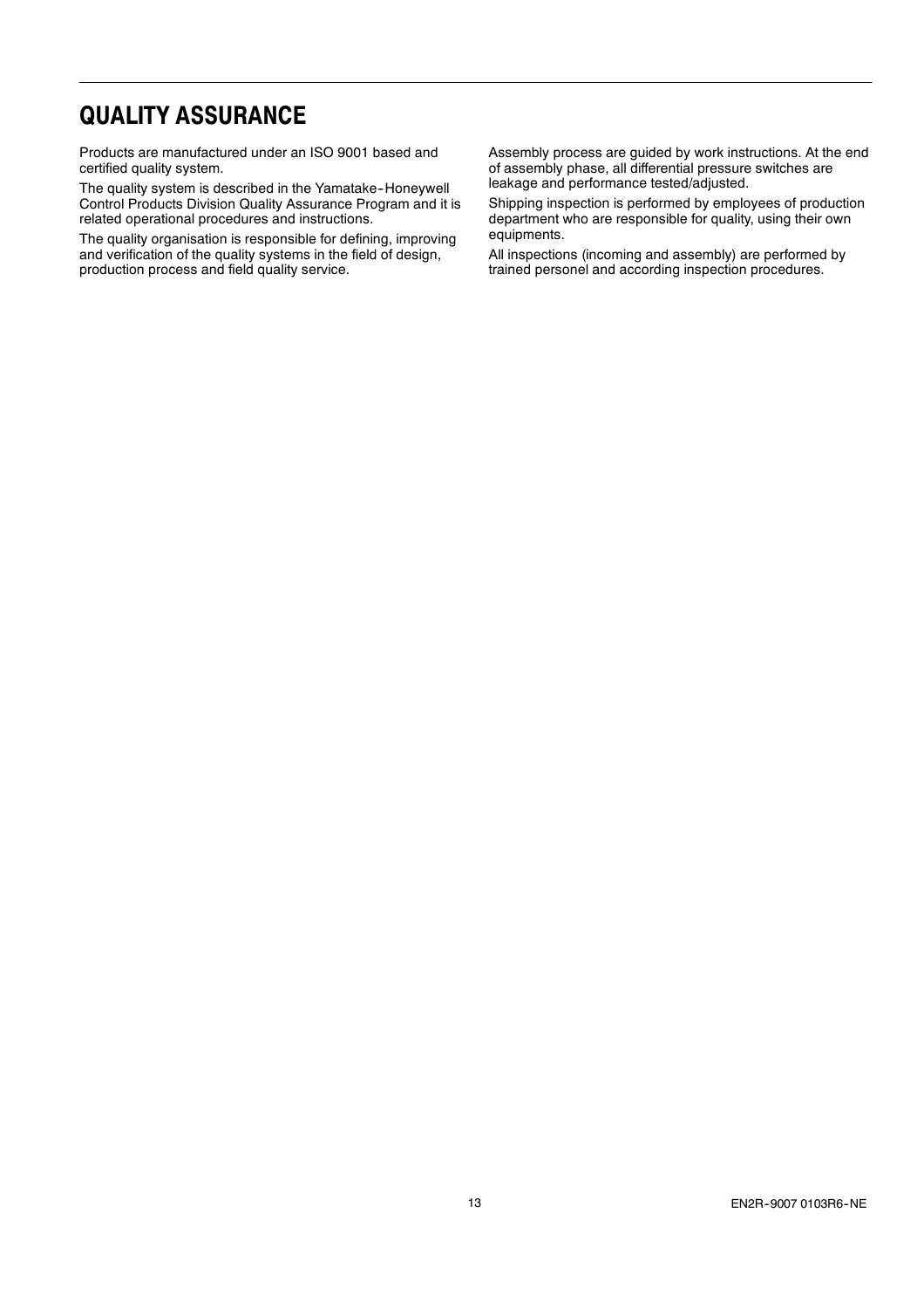# QUALITY ASSURANCE

Products are manufactured under an ISO 9001 based and certified quality system.

The quality system is described in the Yamatake-Honeywell Control Products Division Quality Assurance Program and it is related operational procedures and instructions.

The quality organisation is responsible for defining, improving and verification of the quality systems in the field of design, production process and field quality service.

Assembly process are guided by work instructions. At the end of assembly phase, all differential pressure switches are leakage and performance tested/adjusted.

Shipping inspection is performed by employees of production department who are responsible for quality, using their own equipments.

All inspections (incoming and assembly) are performed by trained personel and according inspection procedures.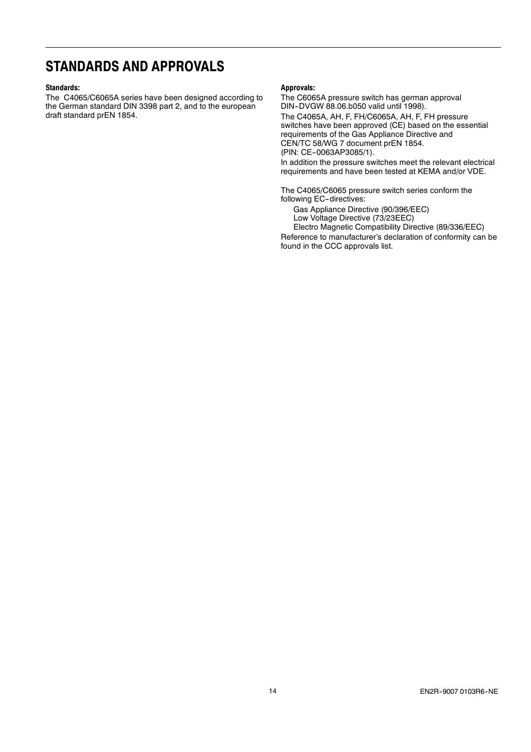# STANDARDS AND APPROVALS

**Standards:**

The  C4065/C6065A series have been designed according to the German standard DIN 3398 part 2, and to the european draft standard prEN 1854.

**Approvals:**

The C6065A pressure switch has german approval DIN-DVGW 88.06.b050 valid until 1998).

The C4065A, AH, F, FH/C6065A, AH, F, FH pressure switches have been approved (CE) based on the essential requirements of the Gas Appliance Directive and CEN/TC 58/WG 7 document prEN 1854. (PIN: CE-0063AP3085/1).

In addition the pressure switches meet the relevant electrical requirements and have been tested at KEMA and/or VDE.

The C4065/C6065 pressure switch series conform the following EC-directives:

- Gas Appliance Directive (90/396/EEC)
- Low Voltage Directive (73/23EEC)
- Electro Magnetic Compatibility Directive (89/336/EEC)

Reference to manufacturer's declaration of conformity can be found in the CCC approvals list.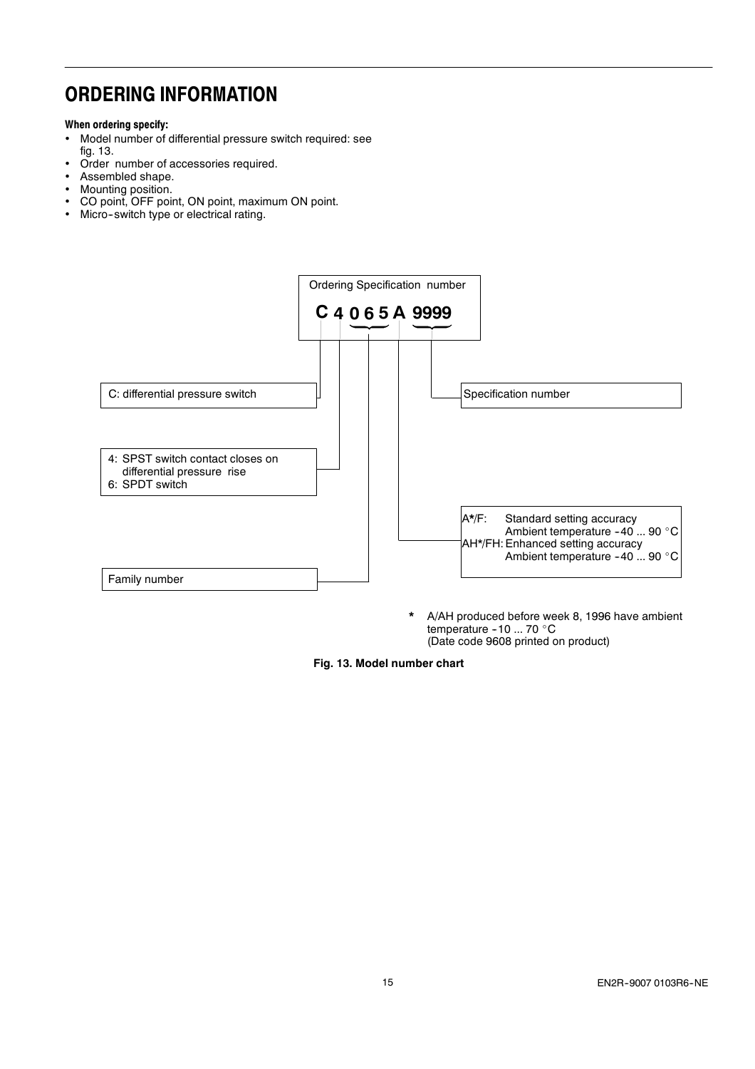# ORDERING INFORMATION

**When ordering specify:**

- Model number of differential pressure switch required: see fig. 13.
- Order number of accessories required.
- Assembled shape.
- Mounting position.
- CO point, OFF point, ON point, maximum ON point.
- Micro-switch type or electrical rating.

Ordering Specification number

**C 4 0 6 5 A 9999**

- C: differential pressure switch
- 4: SPST switch contact closes on differential pressure rise
  6: SPDT switch
- Family number (065)
- A*/F: Standard setting accuracy Ambient temperature -40 ... 90 °C
  AH*/FH: Enhanced setting accuracy Ambient temperature -40 ... 90 °C
- Specification number (9999)

\* A/AH produced before week 8, 1996 have ambient temperature -10 ... 70 °C (Date code 9608 printed on product)

**Fig. 13. Model number chart**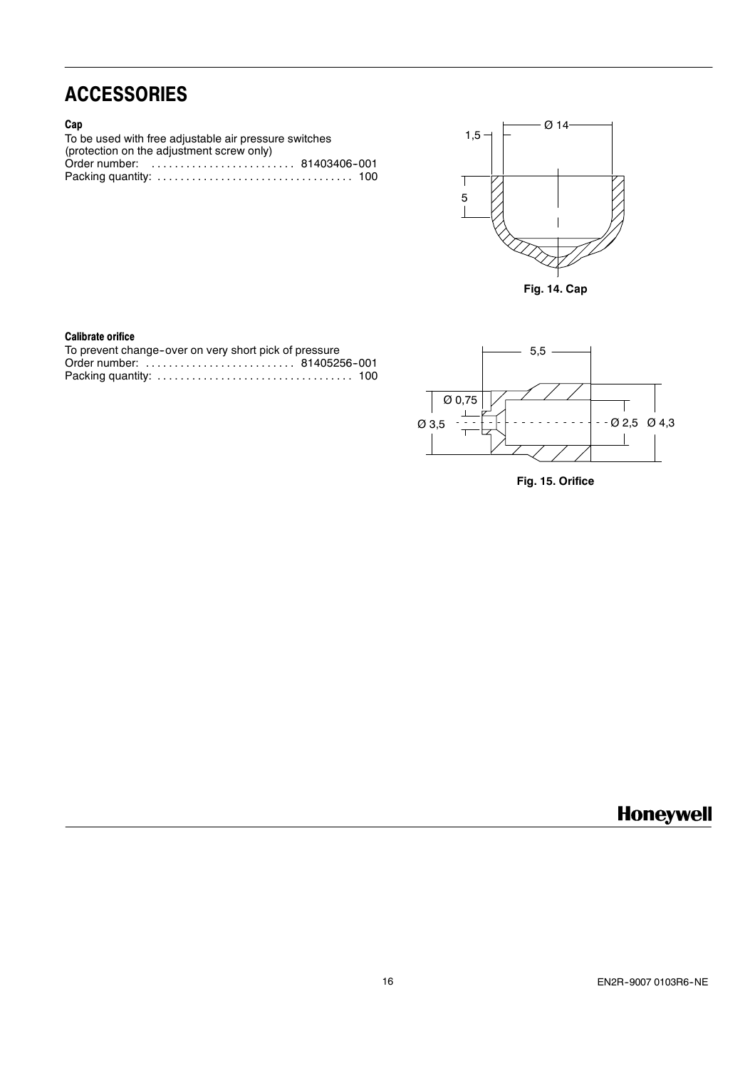# ACCESSORIES

### Cap

To be used with free adjustable air pressure switches (protection on the adjustment screw only)

Order number: ......................... 81403406-001

Packing quantity: .................................. 100

Ø 14

1,5

5

Fig. 14. Cap

### Calibrate orifice

To prevent change-over on very short pick of pressure

Order number: .......................... 81405256-001

Packing quantity: .................................. 100

5,5

Ø 0,75

Ø 3,5

Ø 2,5

Ø 4,3

Fig. 15. Orifice